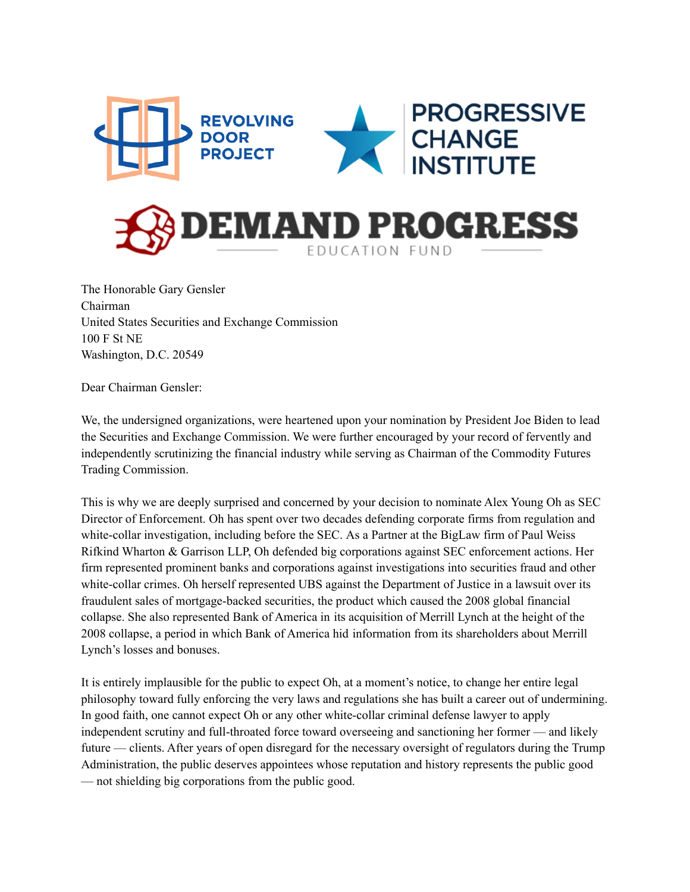REVOLVING DOOR PROJECT

PROGRESSIVE CHANGE INSTITUTE

DEMAND PROGRESS EDUCATION FUND

The Honorable Gary Gensler
Chairman
United States Securities and Exchange Commission
100 F St NE
Washington, D.C. 20549

Dear Chairman Gensler:

We, the undersigned organizations, were heartened upon your nomination by President Joe Biden to lead the Securities and Exchange Commission. We were further encouraged by your record of fervently and independently scrutinizing the financial industry while serving as Chairman of the Commodity Futures Trading Commission.

This is why we are deeply surprised and concerned by your decision to nominate Alex Young Oh as SEC Director of Enforcement. Oh has spent over two decades defending corporate firms from regulation and white-collar investigation, including before the SEC. As a Partner at the BigLaw firm of Paul Weiss Rifkind Wharton & Garrison LLP, Oh defended big corporations against SEC enforcement actions. Her firm represented prominent banks and corporations against investigations into securities fraud and other white-collar crimes. Oh herself represented UBS against the Department of Justice in a lawsuit over its fraudulent sales of mortgage-backed securities, the product which caused the 2008 global financial collapse. She also represented Bank of America in its acquisition of Merrill Lynch at the height of the 2008 collapse, a period in which Bank of America hid information from its shareholders about Merrill Lynch's losses and bonuses.

It is entirely implausible for the public to expect Oh, at a moment's notice, to change her entire legal philosophy toward fully enforcing the very laws and regulations she has built a career out of undermining. In good faith, one cannot expect Oh or any other white-collar criminal defense lawyer to apply independent scrutiny and full-throated force toward overseeing and sanctioning her former — and likely future — clients. After years of open disregard for the necessary oversight of regulators during the Trump Administration, the public deserves appointees whose reputation and history represents the public good — not shielding big corporations from the public good.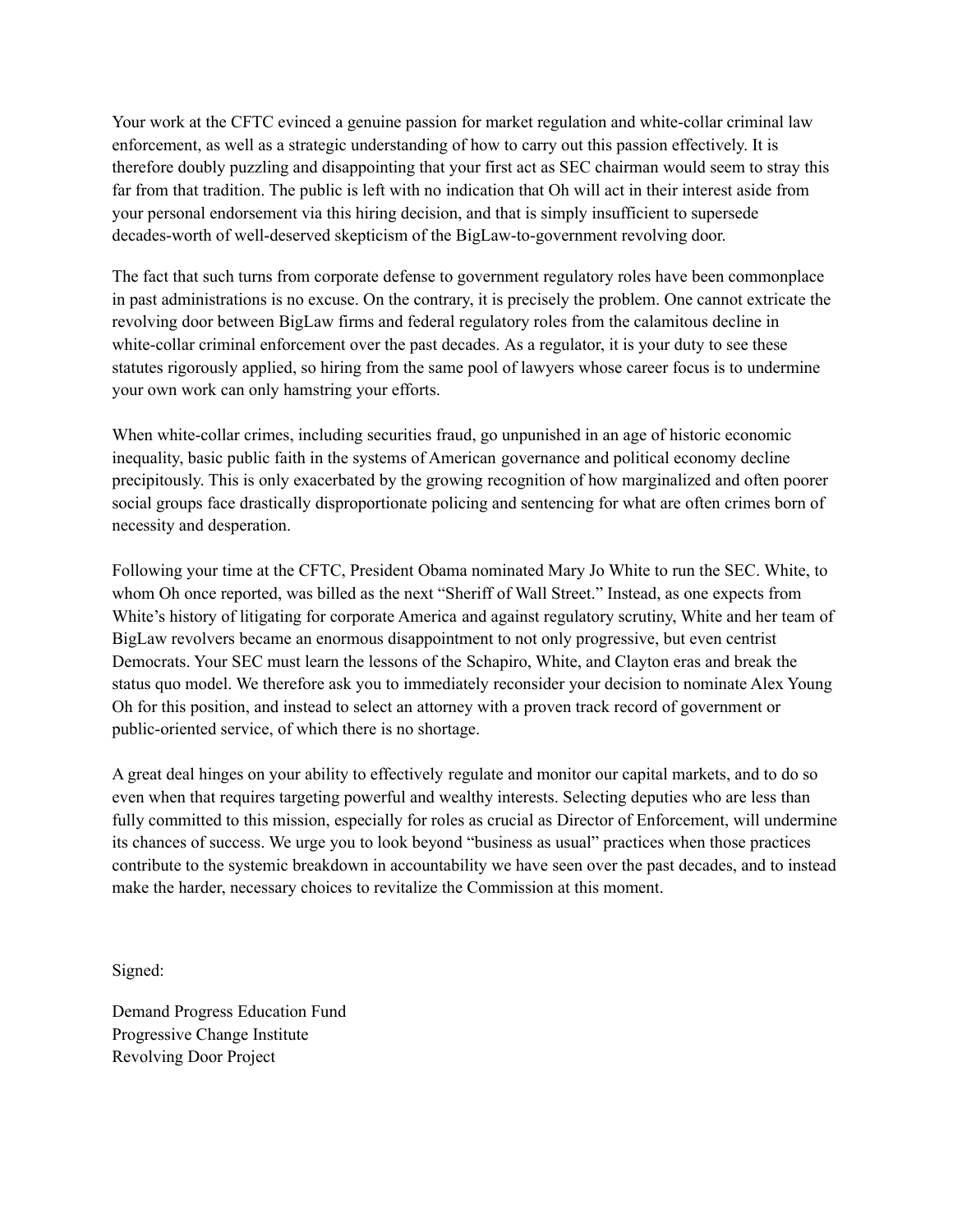Your work at the CFTC evinced a genuine passion for market regulation and white-collar criminal law enforcement, as well as a strategic understanding of how to carry out this passion effectively. It is therefore doubly puzzling and disappointing that your first act as SEC chairman would seem to stray this far from that tradition. The public is left with no indication that Oh will act in their interest aside from your personal endorsement via this hiring decision, and that is simply insufficient to supersede decades-worth of well-deserved skepticism of the BigLaw-to-government revolving door.

The fact that such turns from corporate defense to government regulatory roles have been commonplace in past administrations is no excuse. On the contrary, it is precisely the problem. One cannot extricate the revolving door between BigLaw firms and federal regulatory roles from the calamitous decline in white-collar criminal enforcement over the past decades. As a regulator, it is your duty to see these statutes rigorously applied, so hiring from the same pool of lawyers whose career focus is to undermine your own work can only hamstring your efforts.

When white-collar crimes, including securities fraud, go unpunished in an age of historic economic inequality, basic public faith in the systems of American governance and political economy decline precipitously. This is only exacerbated by the growing recognition of how marginalized and often poorer social groups face drastically disproportionate policing and sentencing for what are often crimes born of necessity and desperation.

Following your time at the CFTC, President Obama nominated Mary Jo White to run the SEC. White, to whom Oh once reported, was billed as the next "Sheriff of Wall Street." Instead, as one expects from White's history of litigating for corporate America and against regulatory scrutiny, White and her team of BigLaw revolvers became an enormous disappointment to not only progressive, but even centrist Democrats. Your SEC must learn the lessons of the Schapiro, White, and Clayton eras and break the status quo model. We therefore ask you to immediately reconsider your decision to nominate Alex Young Oh for this position, and instead to select an attorney with a proven track record of government or public-oriented service, of which there is no shortage.

A great deal hinges on your ability to effectively regulate and monitor our capital markets, and to do so even when that requires targeting powerful and wealthy interests. Selecting deputies who are less than fully committed to this mission, especially for roles as crucial as Director of Enforcement, will undermine its chances of success. We urge you to look beyond "business as usual" practices when those practices contribute to the systemic breakdown in accountability we have seen over the past decades, and to instead make the harder, necessary choices to revitalize the Commission at this moment.

Signed:

Demand Progress Education Fund
Progressive Change Institute
Revolving Door Project